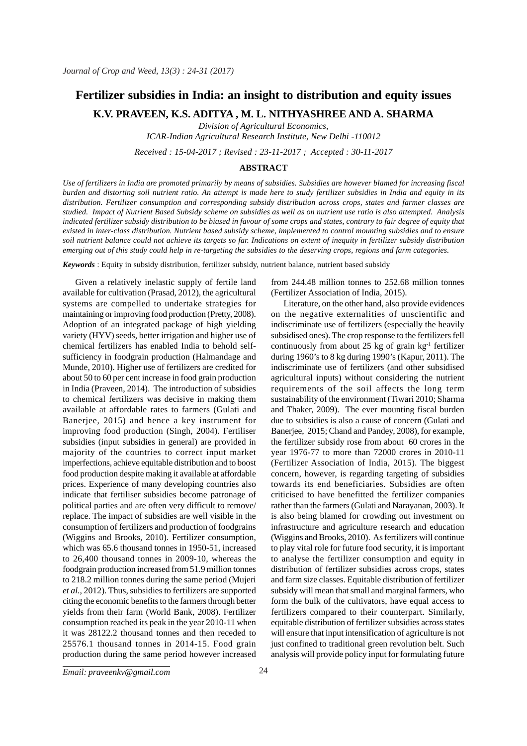# Fertilizer subsidies in India: an insight to distribution and equity issues

**K.V. PRAVEEN, K.S. ADITYA , M. L. NITHYASHREE AND A. SHARMA**

*Division of Agricultural Economics,*
*ICAR-Indian Agricultural Research Institute, New Delhi -110012*

*Received : 15-04-2017 ; Revised : 23-11-2017 ; Accepted : 30-11-2017*

## ABSTRACT

*Use of fertilizers in India are promoted primarily by means of subsidies. Subsidies are however blamed for increasing fiscal burden and distorting soil nutrient ratio. An attempt is made here to study fertilizer subsidies in India and equity in its distribution. Fertilizer consumption and corresponding subsidy distribution across crops, states and farmer classes are studied. Impact of Nutrient Based Subsidy scheme on subsidies as well as on nutrient use ratio is also attempted. Analysis indicated fertilizer subsidy distribution to be biased in favour of some crops and states, contrary to fair degree of equity that existed in inter-class distribution. Nutrient based subsidy scheme, implemented to control mounting subsidies and to ensure soil nutrient balance could not achieve its targets so far. Indications on extent of inequity in fertilizer subsidy distribution emerging out of this study could help in re-targeting the subsidies to the deserving crops, regions and farm categories.*

***Keywords*** : Equity in subsidy distribution, fertilizer subsidy, nutrient balance, nutrient based subsidy

Given a relatively inelastic supply of fertile land available for cultivation (Prasad, 2012), the agricultural systems are compelled to undertake strategies for maintaining or improving food production (Pretty, 2008). Adoption of an integrated package of high yielding variety (HYV) seeds, better irrigation and higher use of chemical fertilizers has enabled India to behold self-sufficiency in foodgrain production (Halmandage and Munde, 2010). Higher use of fertilizers are credited for about 50 to 60 per cent increase in food grain production in India (Praveen, 2014). The introduction of subsidies to chemical fertilizers was decisive in making them available at affordable rates to farmers (Gulati and Banerjee, 2015) and hence a key instrument for improving food production (Singh, 2004). Fertiliser subsidies (input subsidies in general) are provided in majority of the countries to correct input market imperfections, achieve equitable distribution and to boost food production despite making it available at affordable prices. Experience of many developing countries also indicate that fertiliser subsidies become patronage of political parties and are often very difficult to remove/ replace. The impact of subsidies are well visible in the consumption of fertilizers and production of foodgrains (Wiggins and Brooks, 2010). Fertilizer consumption, which was 65.6 thousand tonnes in 1950-51, increased to 26,400 thousand tonnes in 2009-10, whereas the foodgrain production increased from 51.9 million tonnes to 218.2 million tonnes during the same period (Mujeri *et al.,* 2012). Thus, subsidies to fertilizers are supported citing the economic benefits to the farmers through better yields from their farm (World Bank, 2008). Fertilizer consumption reached its peak in the year 2010-11 when it was 28122.2 thousand tonnes and then receded to 25576.1 thousand tonnes in 2014-15. Food grain production during the same period however increased from 244.48 million tonnes to 252.68 million tonnes (Fertilizer Association of India, 2015).

Literature, on the other hand, also provide evidences on the negative externalities of unscientific and indiscriminate use of fertilizers (especially the heavily subsidised ones). The crop response to the fertilizers fell continuously from about 25 kg of grain $kg^{-1}$ fertilizer during 1960's to 8 kg during 1990's (Kapur, 2011). The indiscriminate use of fertilizers (and other subsidised agricultural inputs) without considering the nutrient requirements of the soil affects the long term sustainability of the environment (Tiwari 2010; Sharma and Thaker, 2009). The ever mounting fiscal burden due to subsidies is also a cause of concern (Gulati and Banerjee, 2015; Chand and Pandey, 2008), for example, the fertilizer subsidy rose from about 60 crores in the year 1976-77 to more than 72000 crores in 2010-11 (Fertilizer Association of India, 2015). The biggest concern, however, is regarding targeting of subsidies towards its end beneficiaries. Subsidies are often criticised to have benefitted the fertilizer companies rather than the farmers (Gulati and Narayanan, 2003). It is also being blamed for crowding out investment on infrastructure and agriculture research and education (Wiggins and Brooks, 2010). As fertilizers will continue to play vital role for future food security, it is important to analyse the fertilizer consumption and equity in distribution of fertilizer subsidies across crops, states and farm size classes. Equitable distribution of fertilizer subsidy will mean that small and marginal farmers, who form the bulk of the cultivators, have equal access to fertilizers compared to their counterpart. Similarly, equitable distribution of fertilizer subsidies across states will ensure that input intensification of agriculture is not just confined to traditional green revolution belt. Such analysis will provide policy input for formulating future

*Email: praveenkv@gmail.com*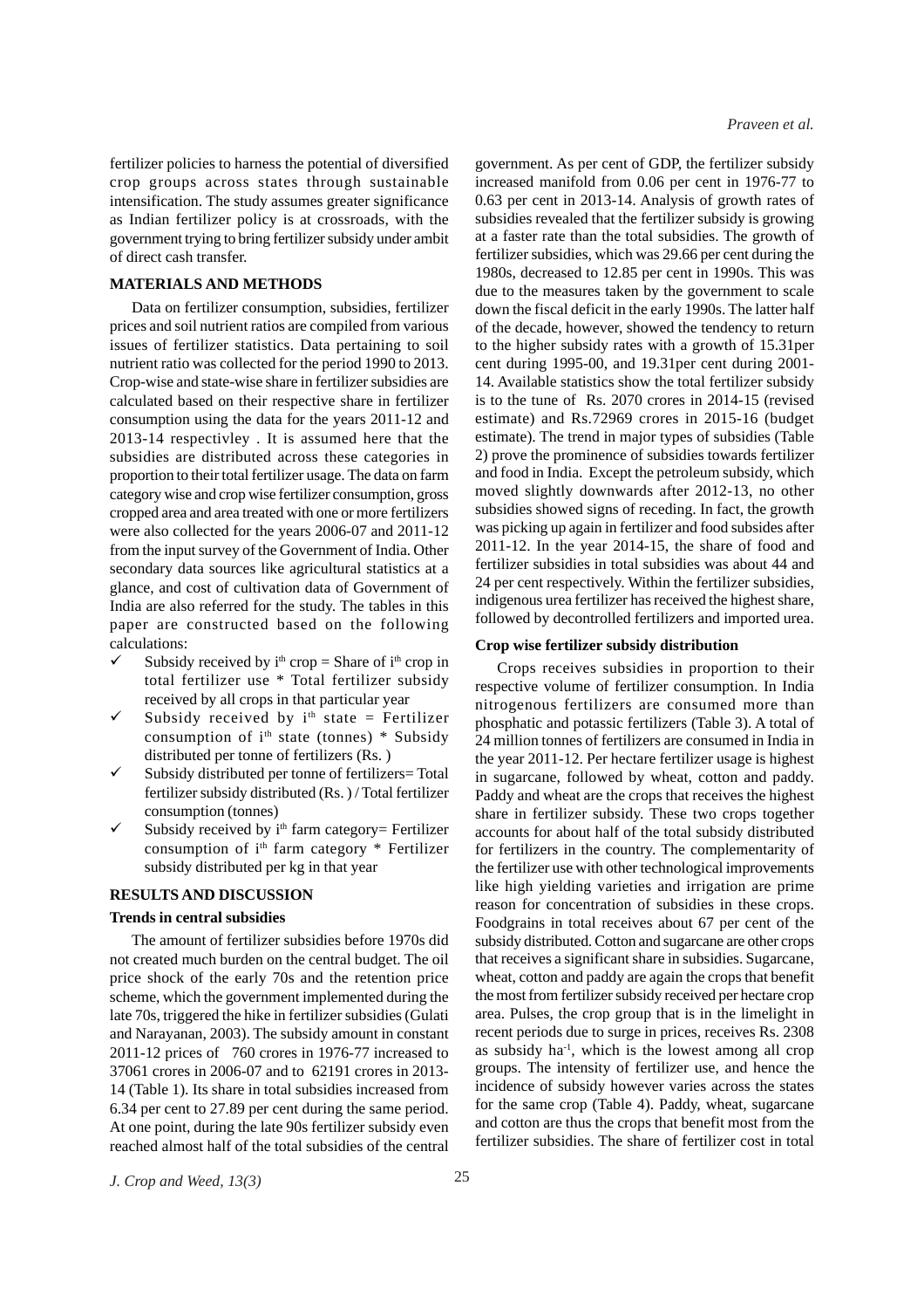fertilizer policies to harness the potential of diversified crop groups across states through sustainable intensification. The study assumes greater significance as Indian fertilizer policy is at crossroads, with the government trying to bring fertilizer subsidy under ambit of direct cash transfer.

## MATERIALS AND METHODS

Data on fertilizer consumption, subsidies, fertilizer prices and soil nutrient ratios are compiled from various issues of fertilizer statistics. Data pertaining to soil nutrient ratio was collected for the period 1990 to 2013. Crop-wise and state-wise share in fertilizer subsidies are calculated based on their respective share in fertilizer consumption using the data for the years 2011-12 and 2013-14 respectivley . It is assumed here that the subsidies are distributed across these categories in proportion to their total fertilizer usage. The data on farm category wise and crop wise fertilizer consumption, gross cropped area and area treated with one or more fertilizers were also collected for the years 2006-07 and 2011-12 from the input survey of the Government of India. Other secondary data sources like agricultural statistics at a glance, and cost of cultivation data of Government of India are also referred for the study. The tables in this paper are constructed based on the following calculations:

- ✓ Subsidy received by $i^{th}$ crop = Share of $i^{th}$ crop in total fertilizer use * Total fertilizer subsidy received by all crops in that particular year
- ✓ Subsidy received by $i^{th}$ state = Fertilizer consumption of $i^{th}$ state (tonnes) * Subsidy distributed per tonne of fertilizers (Rs. )
- ✓ Subsidy distributed per tonne of fertilizers= Total fertilizer subsidy distributed (Rs. ) / Total fertilizer consumption (tonnes)
- ✓ Subsidy received by $i^{th}$ farm category= Fertilizer consumption of $i^{th}$ farm category * Fertilizer subsidy distributed per kg in that year

## RESULTS AND DISCUSSION

### Trends in central subsidies

The amount of fertilizer subsidies before 1970s did not created much burden on the central budget. The oil price shock of the early 70s and the retention price scheme, which the government implemented during the late 70s, triggered the hike in fertilizer subsidies (Gulati and Narayanan, 2003). The subsidy amount in constant 2011-12 prices of 760 crores in 1976-77 increased to 37061 crores in 2006-07 and to 62191 crores in 2013-14 (Table 1). Its share in total subsidies increased from 6.34 per cent to 27.89 per cent during the same period. At one point, during the late 90s fertilizer subsidy even reached almost half of the total subsidies of the central government. As per cent of GDP, the fertilizer subsidy increased manifold from 0.06 per cent in 1976-77 to 0.63 per cent in 2013-14. Analysis of growth rates of subsidies revealed that the fertilizer subsidy is growing at a faster rate than the total subsidies. The growth of fertilizer subsidies, which was 29.66 per cent during the 1980s, decreased to 12.85 per cent in 1990s. This was due to the measures taken by the government to scale down the fiscal deficit in the early 1990s. The latter half of the decade, however, showed the tendency to return to the higher subsidy rates with a growth of 15.31per cent during 1995-00, and 19.31per cent during 2001-14. Available statistics show the total fertilizer subsidy is to the tune of Rs. 2070 crores in 2014-15 (revised estimate) and Rs.72969 crores in 2015-16 (budget estimate). The trend in major types of subsidies (Table 2) prove the prominence of subsidies towards fertilizer and food in India. Except the petroleum subsidy, which moved slightly downwards after 2012-13, no other subsidies showed signs of receding. In fact, the growth was picking up again in fertilizer and food subsides after 2011-12. In the year 2014-15, the share of food and fertilizer subsidies in total subsidies was about 44 and 24 per cent respectively. Within the fertilizer subsidies, indigenous urea fertilizer has received the highest share, followed by decontrolled fertilizers and imported urea.

### Crop wise fertilizer subsidy distribution

Crops receives subsidies in proportion to their respective volume of fertilizer consumption. In India nitrogenous fertilizers are consumed more than phosphatic and potassic fertilizers (Table 3). A total of 24 million tonnes of fertilizers are consumed in India in the year 2011-12. Per hectare fertilizer usage is highest in sugarcane, followed by wheat, cotton and paddy. Paddy and wheat are the crops that receives the highest share in fertilizer subsidy. These two crops together accounts for about half of the total subsidy distributed for fertilizers in the country. The complementarity of the fertilizer use with other technological improvements like high yielding varieties and irrigation are prime reason for concentration of subsidies in these crops. Foodgrains in total receives about 67 per cent of the subsidy distributed. Cotton and sugarcane are other crops that receives a significant share in subsidies. Sugarcane, wheat, cotton and paddy are again the crops that benefit the most from fertilizer subsidy received per hectare crop area. Pulses, the crop group that is in the limelight in recent periods due to surge in prices, receives Rs. 2308 as subsidy ha$^{-1}$, which is the lowest among all crop groups. The intensity of fertilizer use, and hence the incidence of subsidy however varies across the states for the same crop (Table 4). Paddy, wheat, sugarcane and cotton are thus the crops that benefit most from the fertilizer subsidies. The share of fertilizer cost in total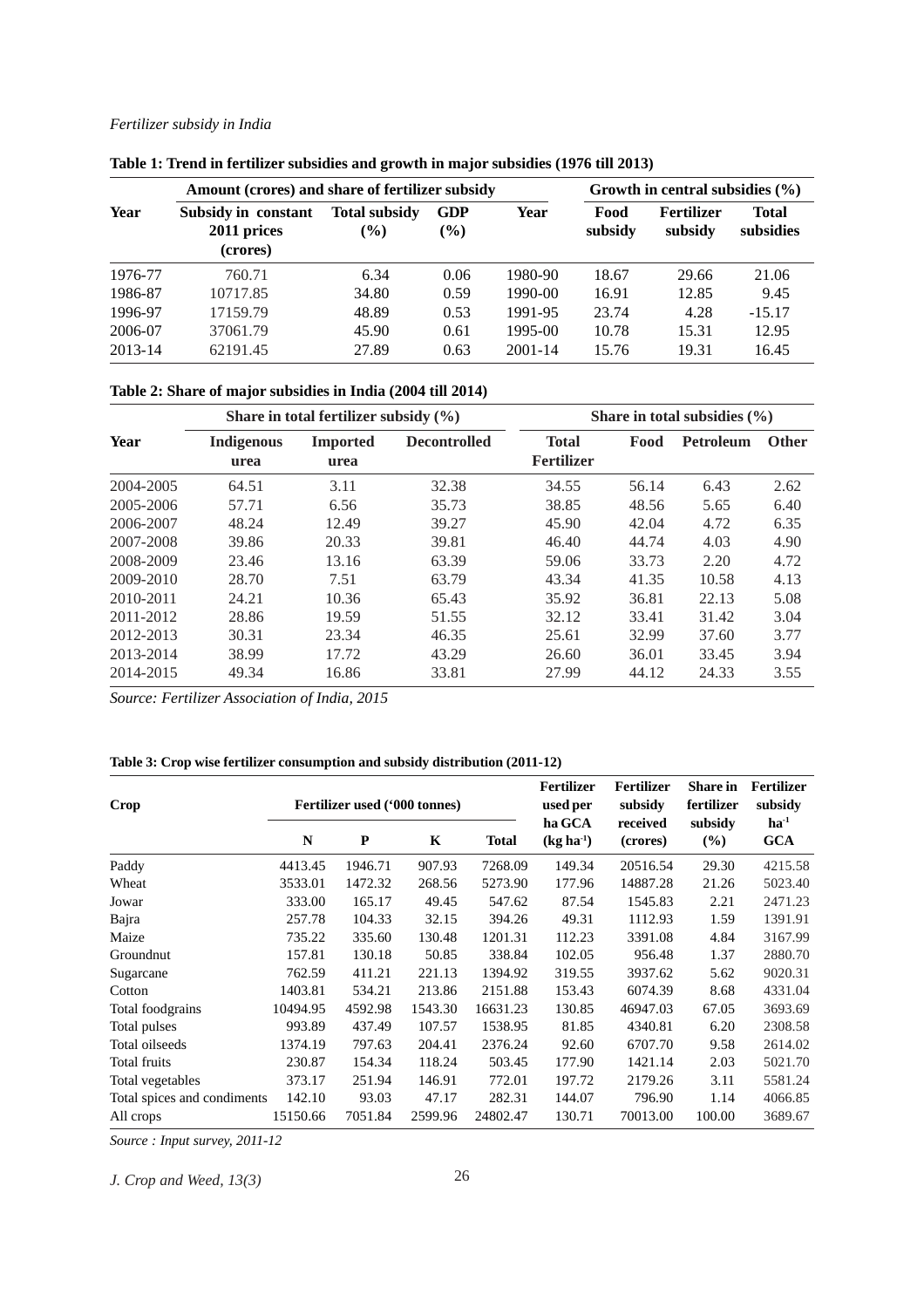**Table 1: Trend in fertilizer subsidies and growth in major subsidies (1976 till 2013)**

| Year | Amount (crores) and share of fertilizer subsidy | | | Growth in central subsidies (%) | | | |
|---|---|---|---|---|---|---|---|
| | Subsidy in constant 2011 prices (crores) | Total subsidy (%) | GDP (%) | Year | Food subsidy | Fertilizer subsidy | Total subsidies |
| 1976-77 | 760.71 | 6.34 | 0.06 | 1980-90 | 18.67 | 29.66 | 21.06 |
| 1986-87 | 10717.85 | 34.80 | 0.59 | 1990-00 | 16.91 | 12.85 | 9.45 |
| 1996-97 | 17159.79 | 48.89 | 0.53 | 1991-95 | 23.74 | 4.28 | -15.17 |
| 2006-07 | 37061.79 | 45.90 | 0.61 | 1995-00 | 10.78 | 15.31 | 12.95 |
| 2013-14 | 62191.45 | 27.89 | 0.63 | 2001-14 | 15.76 | 19.31 | 16.45 |

**Table 2: Share of major subsidies in India (2004 till 2014)**

| Year | Share in total fertilizer subsidy (%) | | | Share in total subsidies (%) | | | |
|---|---|---|---|---|---|---|---|
| | Indigenous urea | Imported urea | Decontrolled | Total Fertilizer | Food | Petroleum | Other |
| 2004-2005 | 64.51 | 3.11 | 32.38 | 34.55 | 56.14 | 6.43 | 2.62 |
| 2005-2006 | 57.71 | 6.56 | 35.73 | 38.85 | 48.56 | 5.65 | 6.40 |
| 2006-2007 | 48.24 | 12.49 | 39.27 | 45.90 | 42.04 | 4.72 | 6.35 |
| 2007-2008 | 39.86 | 20.33 | 39.81 | 46.40 | 44.74 | 4.03 | 4.90 |
| 2008-2009 | 23.46 | 13.16 | 63.39 | 59.06 | 33.73 | 2.20 | 4.72 |
| 2009-2010 | 28.70 | 7.51 | 63.79 | 43.34 | 41.35 | 10.58 | 4.13 |
| 2010-2011 | 24.21 | 10.36 | 65.43 | 35.92 | 36.81 | 22.13 | 5.08 |
| 2011-2012 | 28.86 | 19.59 | 51.55 | 32.12 | 33.41 | 31.42 | 3.04 |
| 2012-2013 | 30.31 | 23.34 | 46.35 | 25.61 | 32.99 | 37.60 | 3.77 |
| 2013-2014 | 38.99 | 17.72 | 43.29 | 26.60 | 36.01 | 33.45 | 3.94 |
| 2014-2015 | 49.34 | 16.86 | 33.81 | 27.99 | 44.12 | 24.33 | 3.55 |

*Source: Fertilizer Association of India, 2015*

**Table 3: Crop wise fertilizer consumption and subsidy distribution (2011-12)**

| Crop | Fertilizer used ('000 tonnes) | | | | Fertilizer used per ha GCA (kg $ha^{-1}$) | Fertilizer subsidy received (crores) | Share in fertilizer subsidy (%) | Fertilizer subsidy $ha^{-1}$ GCA |
|---|---|---|---|---|---|---|---|---|
| | N | P | K | Total | | | | |
| Paddy | 4413.45 | 1946.71 | 907.93 | 7268.09 | 149.34 | 20516.54 | 29.30 | 4215.58 |
| Wheat | 3533.01 | 1472.32 | 268.56 | 5273.90 | 177.96 | 14887.28 | 21.26 | 5023.40 |
| Jowar | 333.00 | 165.17 | 49.45 | 547.62 | 87.54 | 1545.83 | 2.21 | 2471.23 |
| Bajra | 257.78 | 104.33 | 32.15 | 394.26 | 49.31 | 1112.93 | 1.59 | 1391.91 |
| Maize | 735.22 | 335.60 | 130.48 | 1201.31 | 112.23 | 3391.08 | 4.84 | 3167.99 |
| Groundnut | 157.81 | 130.18 | 50.85 | 338.84 | 102.05 | 956.48 | 1.37 | 2880.70 |
| Sugarcane | 762.59 | 411.21 | 221.13 | 1394.92 | 319.55 | 3937.62 | 5.62 | 9020.31 |
| Cotton | 1403.81 | 534.21 | 213.86 | 2151.88 | 153.43 | 6074.39 | 8.68 | 4331.04 |
| Total foodgrains | 10494.95 | 4592.98 | 1543.30 | 16631.23 | 130.85 | 46947.03 | 67.05 | 3693.69 |
| Total pulses | 993.89 | 437.49 | 107.57 | 1538.95 | 81.85 | 4340.81 | 6.20 | 2308.58 |
| Total oilseeds | 1374.19 | 797.63 | 204.41 | 2376.24 | 92.60 | 6707.70 | 9.58 | 2614.02 |
| Total fruits | 230.87 | 154.34 | 118.24 | 503.45 | 177.90 | 1421.14 | 2.03 | 5021.70 |
| Total vegetables | 373.17 | 251.94 | 146.91 | 772.01 | 197.72 | 2179.26 | 3.11 | 5581.24 |
| Total spices and condiments | 142.10 | 93.03 | 47.17 | 282.31 | 144.07 | 796.90 | 1.14 | 4066.85 |
| All crops | 15150.66 | 7051.84 | 2599.96 | 24802.47 | 130.71 | 70013.00 | 100.00 | 3689.67 |

*Source : Input survey, 2011-12*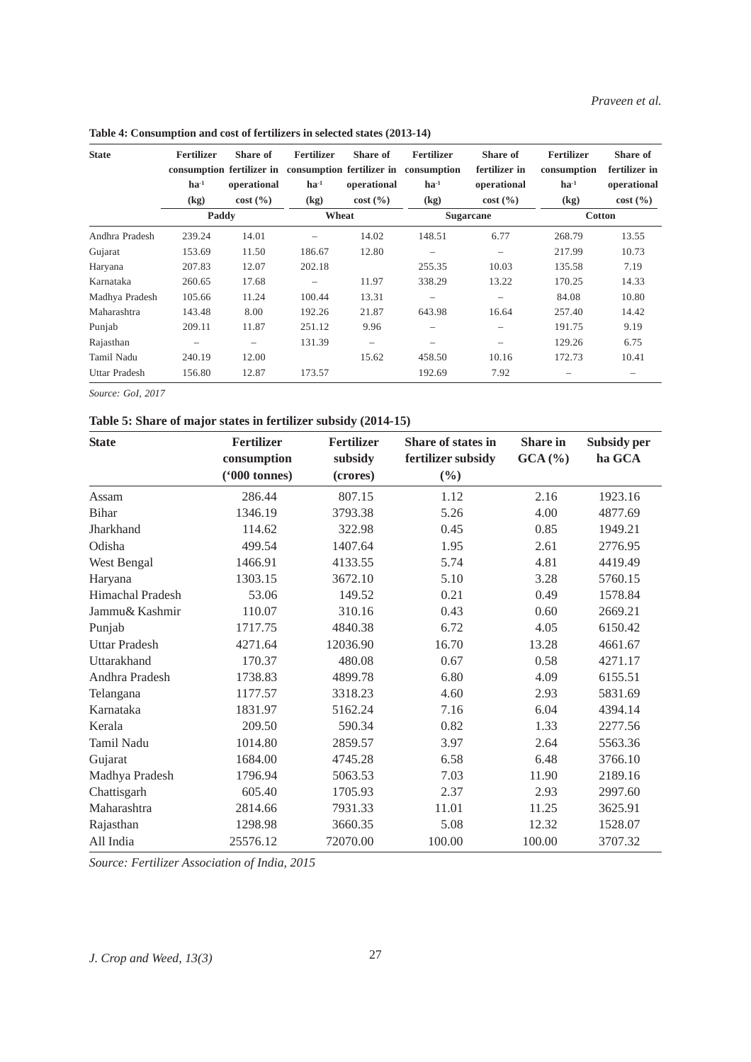**Table 4: Consumption and cost of fertilizers in selected states (2013-14)**

| State | Fertilizer consumption ha$^{-1}$ (kg) | Share of fertilizer in operational cost (%) | Fertilizer consumption ha$^{-1}$ (kg) | Share of fertilizer in operational cost (%) | Fertilizer consumption ha$^{-1}$ (kg) | Share of fertilizer in operational cost (%) | Fertilizer consumption ha$^{-1}$ (kg) | Share of fertilizer in operational cost (%) |
|---|---|---|---|---|---|---|---|---|
| | Paddy | | Wheat | | Sugarcane | | Cotton | |
| Andhra Pradesh | 239.24 | 14.01 | – | 14.02 | 148.51 | 6.77 | 268.79 | 13.55 |
| Gujarat | 153.69 | 11.50 | 186.67 | 12.80 | – | – | 217.99 | 10.73 |
| Haryana | 207.83 | 12.07 | 202.18 | | 255.35 | 10.03 | 135.58 | 7.19 |
| Karnataka | 260.65 | 17.68 | – | 11.97 | 338.29 | 13.22 | 170.25 | 14.33 |
| Madhya Pradesh | 105.66 | 11.24 | 100.44 | 13.31 | – | – | 84.08 | 10.80 |
| Maharashtra | 143.48 | 8.00 | 192.26 | 21.87 | 643.98 | 16.64 | 257.40 | 14.42 |
| Punjab | 209.11 | 11.87 | 251.12 | 9.96 | – | – | 191.75 | 9.19 |
| Rajasthan | – | – | 131.39 | – | – | – | 129.26 | 6.75 |
| Tamil Nadu | 240.19 | 12.00 | | 15.62 | 458.50 | 10.16 | 172.73 | 10.41 |
| Uttar Pradesh | 156.80 | 12.87 | 173.57 | | 192.69 | 7.92 | – | – |

*Source: GoI, 2017*

**Table 5: Share of major states in fertilizer subsidy (2014-15)**

| State | Fertilizer consumption ('000 tonnes) | Fertilizer subsidy (crores) | Share of states in fertilizer subsidy (%) | Share in GCA (%) | Subsidy per ha GCA |
|---|---|---|---|---|---|
| Assam | 286.44 | 807.15 | 1.12 | 2.16 | 1923.16 |
| Bihar | 1346.19 | 3793.38 | 5.26 | 4.00 | 4877.69 |
| Jharkhand | 114.62 | 322.98 | 0.45 | 0.85 | 1949.21 |
| Odisha | 499.54 | 1407.64 | 1.95 | 2.61 | 2776.95 |
| West Bengal | 1466.91 | 4133.55 | 5.74 | 4.81 | 4419.49 |
| Haryana | 1303.15 | 3672.10 | 5.10 | 3.28 | 5760.15 |
| Himachal Pradesh | 53.06 | 149.52 | 0.21 | 0.49 | 1578.84 |
| Jammu& Kashmir | 110.07 | 310.16 | 0.43 | 0.60 | 2669.21 |
| Punjab | 1717.75 | 4840.38 | 6.72 | 4.05 | 6150.42 |
| Uttar Pradesh | 4271.64 | 12036.90 | 16.70 | 13.28 | 4661.67 |
| Uttarakhand | 170.37 | 480.08 | 0.67 | 0.58 | 4271.17 |
| Andhra Pradesh | 1738.83 | 4899.78 | 6.80 | 4.09 | 6155.51 |
| Telangana | 1177.57 | 3318.23 | 4.60 | 2.93 | 5831.69 |
| Karnataka | 1831.97 | 5162.24 | 7.16 | 6.04 | 4394.14 |
| Kerala | 209.50 | 590.34 | 0.82 | 1.33 | 2277.56 |
| Tamil Nadu | 1014.80 | 2859.57 | 3.97 | 2.64 | 5563.36 |
| Gujarat | 1684.00 | 4745.28 | 6.58 | 6.48 | 3766.10 |
| Madhya Pradesh | 1796.94 | 5063.53 | 7.03 | 11.90 | 2189.16 |
| Chattisgarh | 605.40 | 1705.93 | 2.37 | 2.93 | 2997.60 |
| Maharashtra | 2814.66 | 7931.33 | 11.01 | 11.25 | 3625.91 |
| Rajasthan | 1298.98 | 3660.35 | 5.08 | 12.32 | 1528.07 |
| All India | 25576.12 | 72070.00 | 100.00 | 100.00 | 3707.32 |

*Source: Fertilizer Association of India, 2015*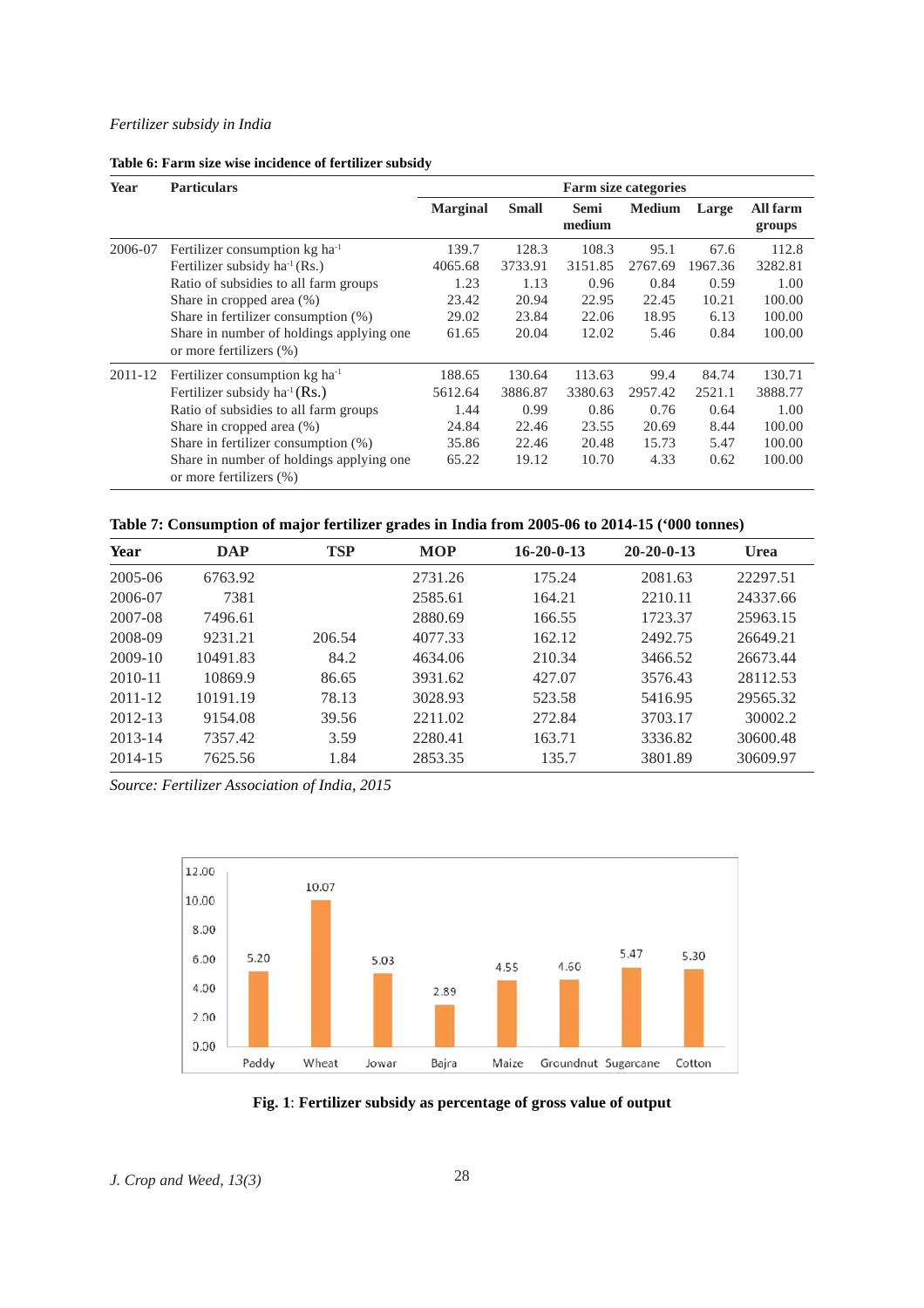**Table 6: Farm size wise incidence of fertilizer subsidy**

| Year | Particulars | Farm size categories | | | | | |
|---|---|---|---|---|---|---|---|
| | | Marginal | Small | Semi medium | Medium | Large | All farm groups |
| 2006-07 | Fertilizer consumption kg ha$^{-1}$ | 139.7 | 128.3 | 108.3 | 95.1 | 67.6 | 112.8 |
| | Fertilizer subsidy ha$^{-1}$ (Rs.) | 4065.68 | 3733.91 | 3151.85 | 2767.69 | 1967.36 | 3282.81 |
| | Ratio of subsidies to all farm groups | 1.23 | 1.13 | 0.96 | 0.84 | 0.59 | 1.00 |
| | Share in cropped area (%) | 23.42 | 20.94 | 22.95 | 22.45 | 10.21 | 100.00 |
| | Share in fertilizer consumption (%) | 29.02 | 23.84 | 22.06 | 18.95 | 6.13 | 100.00 |
| | Share in number of holdings applying one or more fertilizers (%) | 61.65 | 20.04 | 12.02 | 5.46 | 0.84 | 100.00 |
| 2011-12 | Fertilizer consumption kg ha$^{-1}$ | 188.65 | 130.64 | 113.63 | 99.4 | 84.74 | 130.71 |
| | Fertilizer subsidy ha$^{-1}$ (Rs.) | 5612.64 | 3886.87 | 3380.63 | 2957.42 | 2521.1 | 3888.77 |
| | Ratio of subsidies to all farm groups | 1.44 | 0.99 | 0.86 | 0.76 | 0.64 | 1.00 |
| | Share in cropped area (%) | 24.84 | 22.46 | 23.55 | 20.69 | 8.44 | 100.00 |
| | Share in fertilizer consumption (%) | 35.86 | 22.46 | 20.48 | 15.73 | 5.47 | 100.00 |
| | Share in number of holdings applying one or more fertilizers (%) | 65.22 | 19.12 | 10.70 | 4.33 | 0.62 | 100.00 |

**Table 7: Consumption of major fertilizer grades in India from 2005-06 to 2014-15 ('000 tonnes)**

| Year | DAP | TSP | MOP | 16-20-0-13 | 20-20-0-13 | Urea |
|---|---|---|---|---|---|---|
| 2005-06 | 6763.92 | | 2731.26 | 175.24 | 2081.63 | 22297.51 |
| 2006-07 | 7381 | | 2585.61 | 164.21 | 2210.11 | 24337.66 |
| 2007-08 | 7496.61 | | 2880.69 | 166.55 | 1723.37 | 25963.15 |
| 2008-09 | 9231.21 | 206.54 | 4077.33 | 162.12 | 2492.75 | 26649.21 |
| 2009-10 | 10491.83 | 84.2 | 4634.06 | 210.34 | 3466.52 | 26673.44 |
| 2010-11 | 10869.9 | 86.65 | 3931.62 | 427.07 | 3576.43 | 28112.53 |
| 2011-12 | 10191.19 | 78.13 | 3028.93 | 523.58 | 5416.95 | 29565.32 |
| 2012-13 | 9154.08 | 39.56 | 2211.02 | 272.84 | 3703.17 | 30002.2 |
| 2013-14 | 7357.42 | 3.59 | 2280.41 | 163.71 | 3336.82 | 30600.48 |
| 2014-15 | 7625.56 | 1.84 | 2853.35 | 135.7 | 3801.89 | 30609.97 |

*Source: Fertilizer Association of India, 2015*

**Fig. 1**: **Fertilizer subsidy as percentage of gross value of output**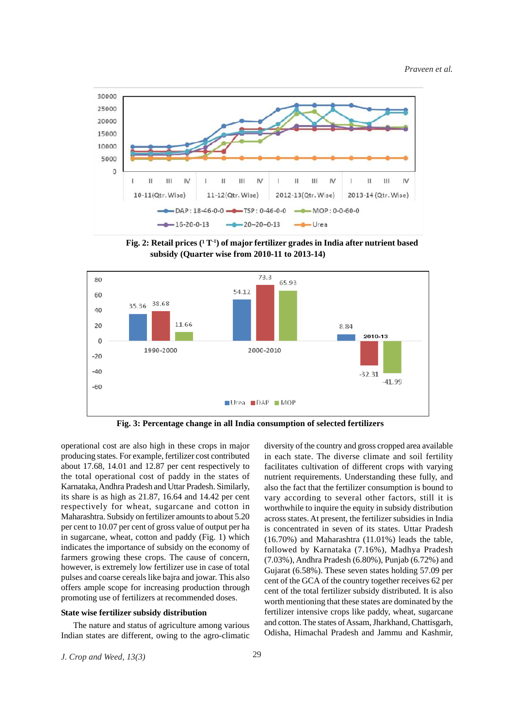Fig. 2: Retail prices (₹ $T^{-1}$) of major fertilizer grades in India after nutrient based subsidy (Quarter wise from 2010-11 to 2013-14)

Fig. 3: Percentage change in all India consumption of selected fertilizers

operational cost are also high in these crops in major producing states. For example, fertilizer cost contributed about 17.68, 14.01 and 12.87 per cent respectively to the total operational cost of paddy in the states of Karnataka, Andhra Pradesh and Uttar Pradesh. Similarly, its share is as high as 21.87, 16.64 and 14.42 per cent respectively for wheat, sugarcane and cotton in Maharashtra. Subsidy on fertilizer amounts to about 5.20 per cent to 10.07 per cent of gross value of output per ha in sugarcane, wheat, cotton and paddy (Fig. 1) which indicates the importance of subsidy on the economy of farmers growing these crops. The cause of concern, however, is extremely low fertilizer use in case of total pulses and coarse cereals like bajra and jowar. This also offers ample scope for increasing production through promoting use of fertilizers at recommended doses.

**State wise fertilizer subsidy distribution**

The nature and status of agriculture among various Indian states are different, owing to the agro-climatic diversity of the country and gross cropped area available in each state. The diverse climate and soil fertility facilitates cultivation of different crops with varying nutrient requirements. Understanding these fully, and also the fact that the fertilizer consumption is bound to vary according to several other factors, still it is worthwhile to inquire the equity in subsidy distribution across states. At present, the fertilizer subsidies in India is concentrated in seven of its states. Uttar Pradesh (16.70%) and Maharashtra (11.01%) leads the table, followed by Karnataka (7.16%), Madhya Pradesh (7.03%), Andhra Pradesh (6.80%), Punjab (6.72%) and Gujarat (6.58%). These seven states holding 57.09 per cent of the GCA of the country together receives 62 per cent of the total fertilizer subsidy distributed. It is also worth mentioning that these states are dominated by the fertilizer intensive crops like paddy, wheat, sugarcane and cotton. The states of Assam, Jharkhand, Chattisgarh, Odisha, Himachal Pradesh and Jammu and Kashmir,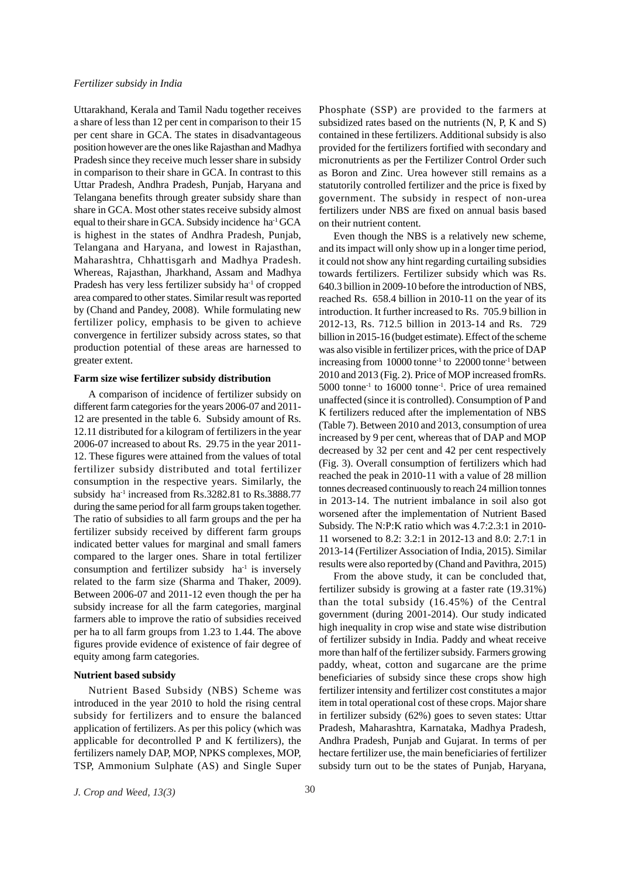Uttarakhand, Kerala and Tamil Nadu together receives a share of less than 12 per cent in comparison to their 15 per cent share in GCA. The states in disadvantageous position however are the ones like Rajasthan and Madhya Pradesh since they receive much lesser share in subsidy in comparison to their share in GCA. In contrast to this Uttar Pradesh, Andhra Pradesh, Punjab, Haryana and Telangana benefits through greater subsidy share than share in GCA. Most other states receive subsidy almost equal to their share in GCA. Subsidy incidence $ha^{-1}$ GCA is highest in the states of Andhra Pradesh, Punjab, Telangana and Haryana, and lowest in Rajasthan, Maharashtra, Chhattisgarh and Madhya Pradesh. Whereas, Rajasthan, Jharkhand, Assam and Madhya Pradesh has very less fertilizer subsidy $ha^{-1}$ of cropped area compared to other states. Similar result was reported by (Chand and Pandey, 2008). While formulating new fertilizer policy, emphasis to be given to achieve convergence in fertilizer subsidy across states, so that production potential of these areas are harnessed to greater extent.

**Farm size wise fertilizer subsidy distribution**

A comparison of incidence of fertilizer subsidy on different farm categories for the years 2006-07 and 2011-12 are presented in the table 6. Subsidy amount of Rs. 12.11 distributed for a kilogram of fertilizers in the year 2006-07 increased to about Rs. 29.75 in the year 2011-12. These figures were attained from the values of total fertilizer subsidy distributed and total fertilizer consumption in the respective years. Similarly, the subsidy $ha^{-1}$ increased from Rs.3282.81 to Rs.3888.77 during the same period for all farm groups taken together. The ratio of subsidies to all farm groups and the per ha fertilizer subsidy received by different farm groups indicated better values for marginal and small famers compared to the larger ones. Share in total fertilizer consumption and fertilizer subsidy $ha^{-1}$ is inversely related to the farm size (Sharma and Thaker, 2009). Between 2006-07 and 2011-12 even though the per ha subsidy increase for all the farm categories, marginal farmers able to improve the ratio of subsidies received per ha to all farm groups from 1.23 to 1.44. The above figures provide evidence of existence of fair degree of equity among farm categories.

**Nutrient based subsidy**

Nutrient Based Subsidy (NBS) Scheme was introduced in the year 2010 to hold the rising central subsidy for fertilizers and to ensure the balanced application of fertilizers. As per this policy (which was applicable for decontrolled P and K fertilizers), the fertilizers namely DAP, MOP, NPKS complexes, MOP, TSP, Ammonium Sulphate (AS) and Single Super Phosphate (SSP) are provided to the farmers at subsidized rates based on the nutrients (N, P, K and S) contained in these fertilizers. Additional subsidy is also provided for the fertilizers fortified with secondary and micronutrients as per the Fertilizer Control Order such as Boron and Zinc. Urea however still remains as a statutorily controlled fertilizer and the price is fixed by government. The subsidy in respect of non-urea fertilizers under NBS are fixed on annual basis based on their nutrient content.

Even though the NBS is a relatively new scheme, and its impact will only show up in a longer time period, it could not show any hint regarding curtailing subsidies towards fertilizers. Fertilizer subsidy which was Rs. 640.3 billion in 2009-10 before the introduction of NBS, reached Rs. 658.4 billion in 2010-11 on the year of its introduction. It further increased to Rs. 705.9 billion in 2012-13, Rs. 712.5 billion in 2013-14 and Rs. 729 billion in 2015-16 (budget estimate). Effect of the scheme was also visible in fertilizer prices, with the price of DAP increasing from 10000 $tonne^{-1}$ to 22000 $tonne^{-1}$ between 2010 and 2013 (Fig. 2). Price of MOP increased fromRs. 5000 $tonne^{-1}$ to 16000 $tonne^{-1}$. Price of urea remained unaffected (since it is controlled). Consumption of P and K fertilizers reduced after the implementation of NBS (Table 7). Between 2010 and 2013, consumption of urea increased by 9 per cent, whereas that of DAP and MOP decreased by 32 per cent and 42 per cent respectively (Fig. 3). Overall consumption of fertilizers which had reached the peak in 2010-11 with a value of 28 million tonnes decreased continuously to reach 24 million tonnes in 2013-14. The nutrient imbalance in soil also got worsened after the implementation of Nutrient Based Subsidy. The N:P:K ratio which was 4.7:2.3:1 in 2010-11 worsened to 8.2: 3.2:1 in 2012-13 and 8.0: 2.7:1 in 2013-14 (Fertilizer Association of India, 2015). Similar results were also reported by (Chand and Pavithra, 2015)

From the above study, it can be concluded that, fertilizer subsidy is growing at a faster rate (19.31%) than the total subsidy (16.45%) of the Central government (during 2001-2014). Our study indicated high inequality in crop wise and state wise distribution of fertilizer subsidy in India. Paddy and wheat receive more than half of the fertilizer subsidy. Farmers growing paddy, wheat, cotton and sugarcane are the prime beneficiaries of subsidy since these crops show high fertilizer intensity and fertilizer cost constitutes a major item in total operational cost of these crops. Major share in fertilizer subsidy (62%) goes to seven states: Uttar Pradesh, Maharashtra, Karnataka, Madhya Pradesh, Andhra Pradesh, Punjab and Gujarat. In terms of per hectare fertilizer use, the main beneficiaries of fertilizer subsidy turn out to be the states of Punjab, Haryana,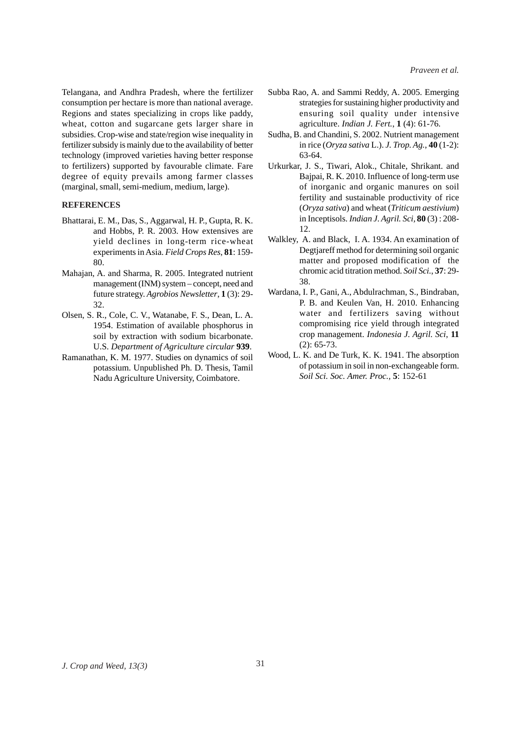Telangana, and Andhra Pradesh, where the fertilizer consumption per hectare is more than national average. Regions and states specializing in crops like paddy, wheat, cotton and sugarcane gets larger share in subsidies. Crop-wise and state/region wise inequality in fertilizer subsidy is mainly due to the availability of better technology (improved varieties having better response to fertilizers) supported by favourable climate. Fare degree of equity prevails among farmer classes (marginal, small, semi-medium, medium, large).

## REFERENCES

Bhattarai, E. M., Das, S., Aggarwal, H. P., Gupta, R. K. and Hobbs, P. R. 2003. How extensives are yield declines in long-term rice-wheat experiments in Asia. *Field Crops Res*, **81**: 159-80.

Mahajan, A. and Sharma, R. 2005. Integrated nutrient management (INM) system – concept, need and future strategy. *Agrobios Newsletter*, **1** (3): 29-32.

Olsen, S. R., Cole, C. V., Watanabe, F. S., Dean, L. A. 1954. Estimation of available phosphorus in soil by extraction with sodium bicarbonate. U.S. *Department of Agriculture circular* **939**.

Ramanathan, K. M. 1977. Studies on dynamics of soil potassium. Unpublished Ph. D. Thesis, Tamil Nadu Agriculture University, Coimbatore.

Subba Rao, A. and Sammi Reddy, A. 2005. Emerging strategies for sustaining higher productivity and ensuring soil quality under intensive agriculture. *Indian J. Fert.*, **1** (4): 61-76.

Sudha, B. and Chandini, S. 2002. Nutrient management in rice (*Oryza sativa* L.). *J. Trop. Ag.*, **40** (1-2): 63-64.

Urkurkar, J. S., Tiwari, Alok., Chitale, Shrikant. and Bajpai, R. K. 2010. Influence of long-term use of inorganic and organic manures on soil fertility and sustainable productivity of rice (*Oryza sativa*) and wheat (*Triticum aestivium*) in Inceptisols. *Indian J. Agril. Sci*, **80** (3) : 208-12.

Walkley, A. and Black, I. A. 1934. An examination of Degtjareff method for determining soil organic matter and proposed modification of the chromic acid titration method. *Soil Sci.*, **37**: 29-38.

Wardana, I. P., Gani, A., Abdulrachman, S., Bindraban, P. B. and Keulen Van, H. 2010. Enhancing water and fertilizers saving without compromising rice yield through integrated crop management. *Indonesia J. Agril. Sci*, **11** (2): 65-73.

Wood, L. K. and De Turk, K. K. 1941. The absorption of potassium in soil in non-exchangeable form. *Soil Sci. Soc. Amer. Proc.*, **5**: 152-61